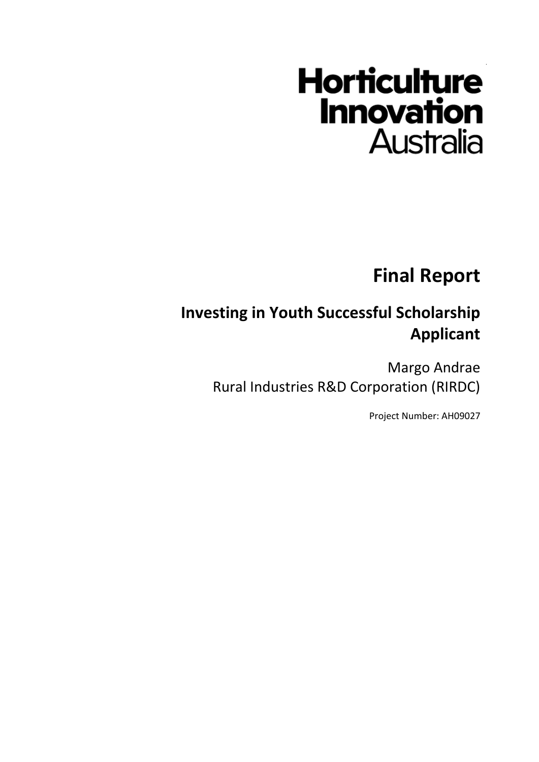Horticulture Innovation Australia

# Final Report

## Investing in Youth Successful Scholarship Applicant

Margo Andrae
Rural Industries R&D Corporation (RIRDC)

Project Number: AH09027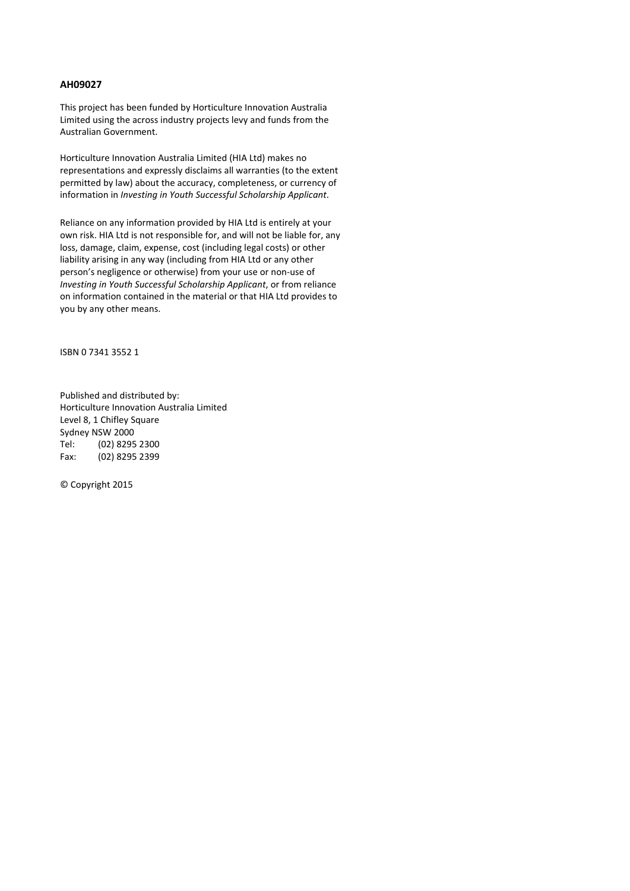**AH09027**

This project has been funded by Horticulture Innovation Australia Limited using the across industry projects levy and funds from the Australian Government.

Horticulture Innovation Australia Limited (HIA Ltd) makes no representations and expressly disclaims all warranties (to the extent permitted by law) about the accuracy, completeness, or currency of information in *Investing in Youth Successful Scholarship Applicant*.

Reliance on any information provided by HIA Ltd is entirely at your own risk. HIA Ltd is not responsible for, and will not be liable for, any loss, damage, claim, expense, cost (including legal costs) or other liability arising in any way (including from HIA Ltd or any other person's negligence or otherwise) from your use or non-use of *Investing in Youth Successful Scholarship Applicant*, or from reliance on information contained in the material or that HIA Ltd provides to you by any other means.

ISBN 0 7341 3552 1

Published and distributed by:
Horticulture Innovation Australia Limited
Level 8, 1 Chifley Square
Sydney NSW 2000
Tel: (02) 8295 2300
Fax: (02) 8295 2399

© Copyright 2015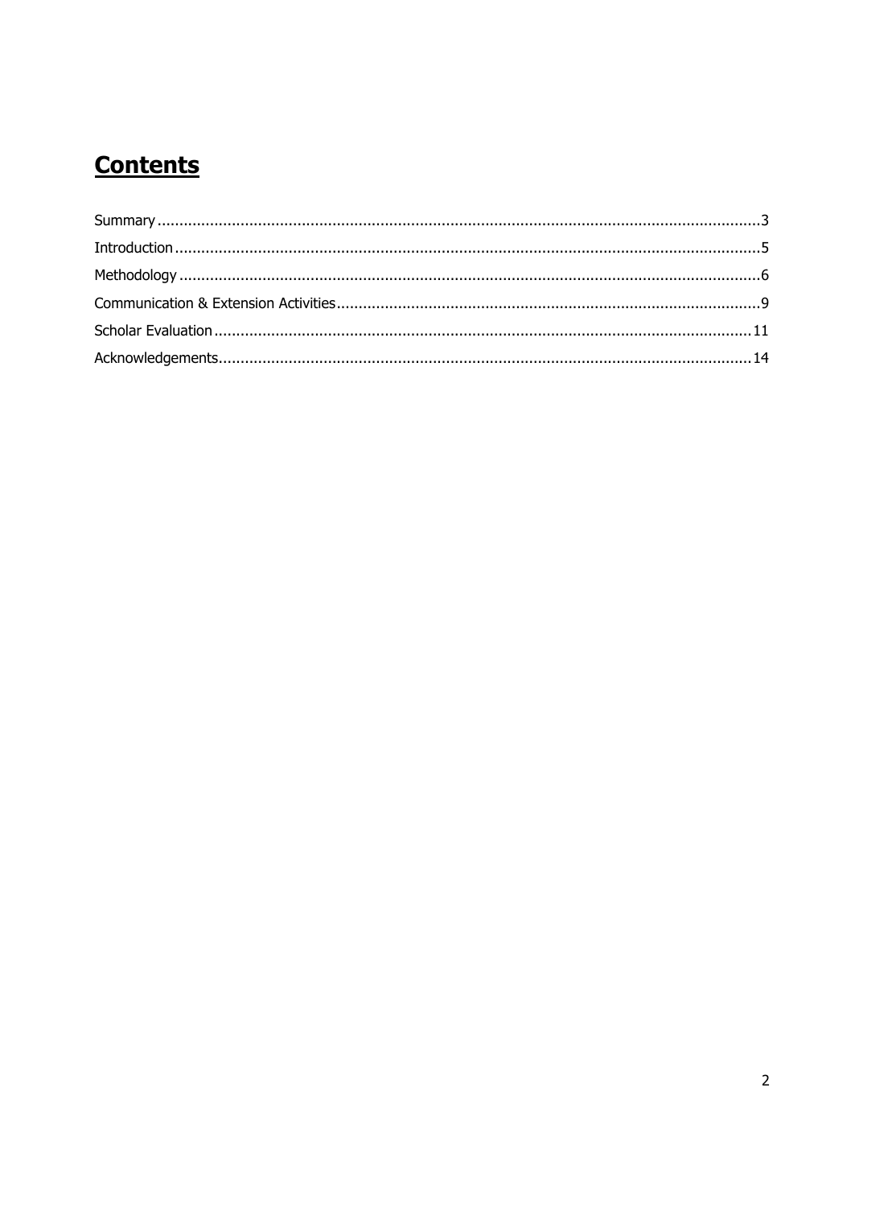# Contents

Summary ....................................................................................................................................3

Introduction ................................................................................................................................5

Methodology ...............................................................................................................................6

Communication & Extension Activities ..........................................................................................9

Scholar Evaluation .....................................................................................................................11

Acknowledgements....................................................................................................................14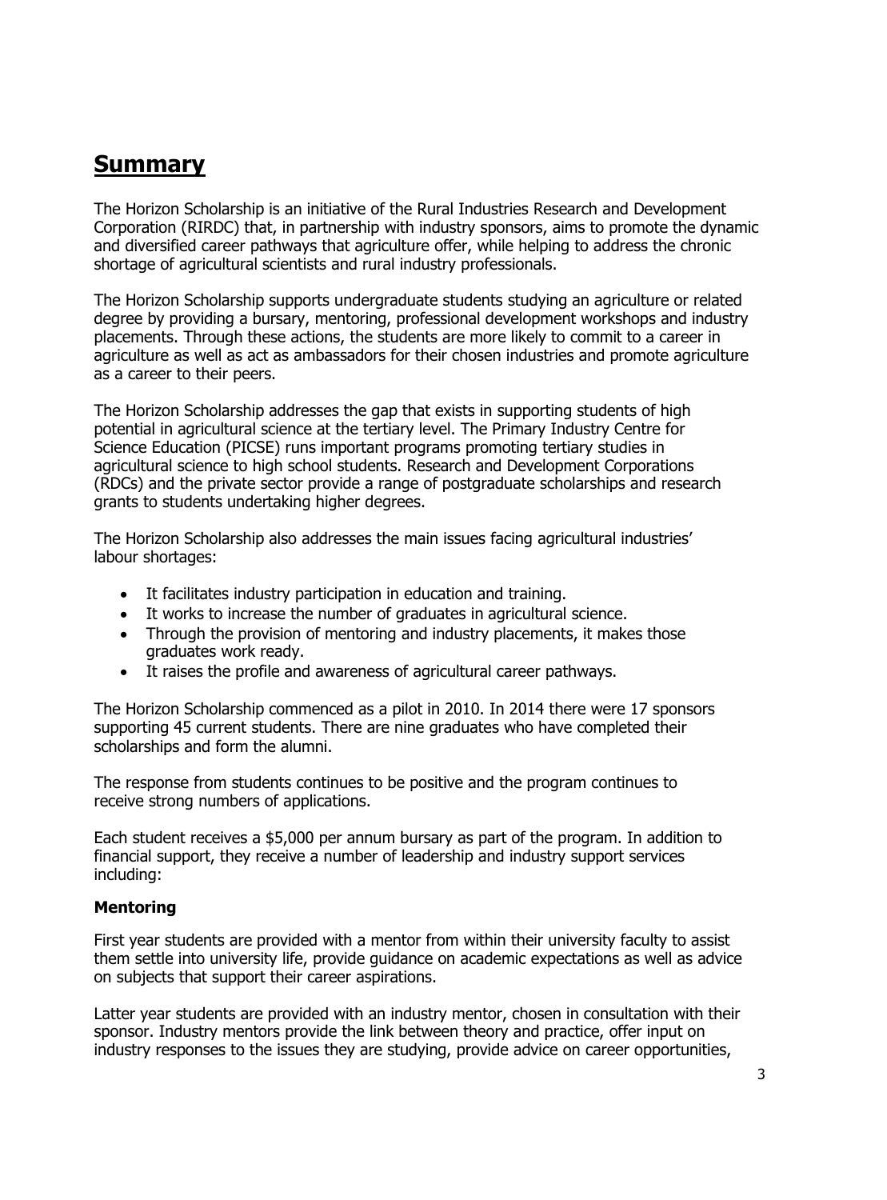# Summary

The Horizon Scholarship is an initiative of the Rural Industries Research and Development Corporation (RIRDC) that, in partnership with industry sponsors, aims to promote the dynamic and diversified career pathways that agriculture offer, while helping to address the chronic shortage of agricultural scientists and rural industry professionals.

The Horizon Scholarship supports undergraduate students studying an agriculture or related degree by providing a bursary, mentoring, professional development workshops and industry placements. Through these actions, the students are more likely to commit to a career in agriculture as well as act as ambassadors for their chosen industries and promote agriculture as a career to their peers.

The Horizon Scholarship addresses the gap that exists in supporting students of high potential in agricultural science at the tertiary level. The Primary Industry Centre for Science Education (PICSE) runs important programs promoting tertiary studies in agricultural science to high school students. Research and Development Corporations (RDCs) and the private sector provide a range of postgraduate scholarships and research grants to students undertaking higher degrees.

The Horizon Scholarship also addresses the main issues facing agricultural industries' labour shortages:

- It facilitates industry participation in education and training.
- It works to increase the number of graduates in agricultural science.
- Through the provision of mentoring and industry placements, it makes those graduates work ready.
- It raises the profile and awareness of agricultural career pathways.

The Horizon Scholarship commenced as a pilot in 2010. In 2014 there were 17 sponsors supporting 45 current students. There are nine graduates who have completed their scholarships and form the alumni.

The response from students continues to be positive and the program continues to receive strong numbers of applications.

Each student receives a $5,000 per annum bursary as part of the program. In addition to financial support, they receive a number of leadership and industry support services including:

### Mentoring

First year students are provided with a mentor from within their university faculty to assist them settle into university life, provide guidance on academic expectations as well as advice on subjects that support their career aspirations.

Latter year students are provided with an industry mentor, chosen in consultation with their sponsor. Industry mentors provide the link between theory and practice, offer input on industry responses to the issues they are studying, provide advice on career opportunities,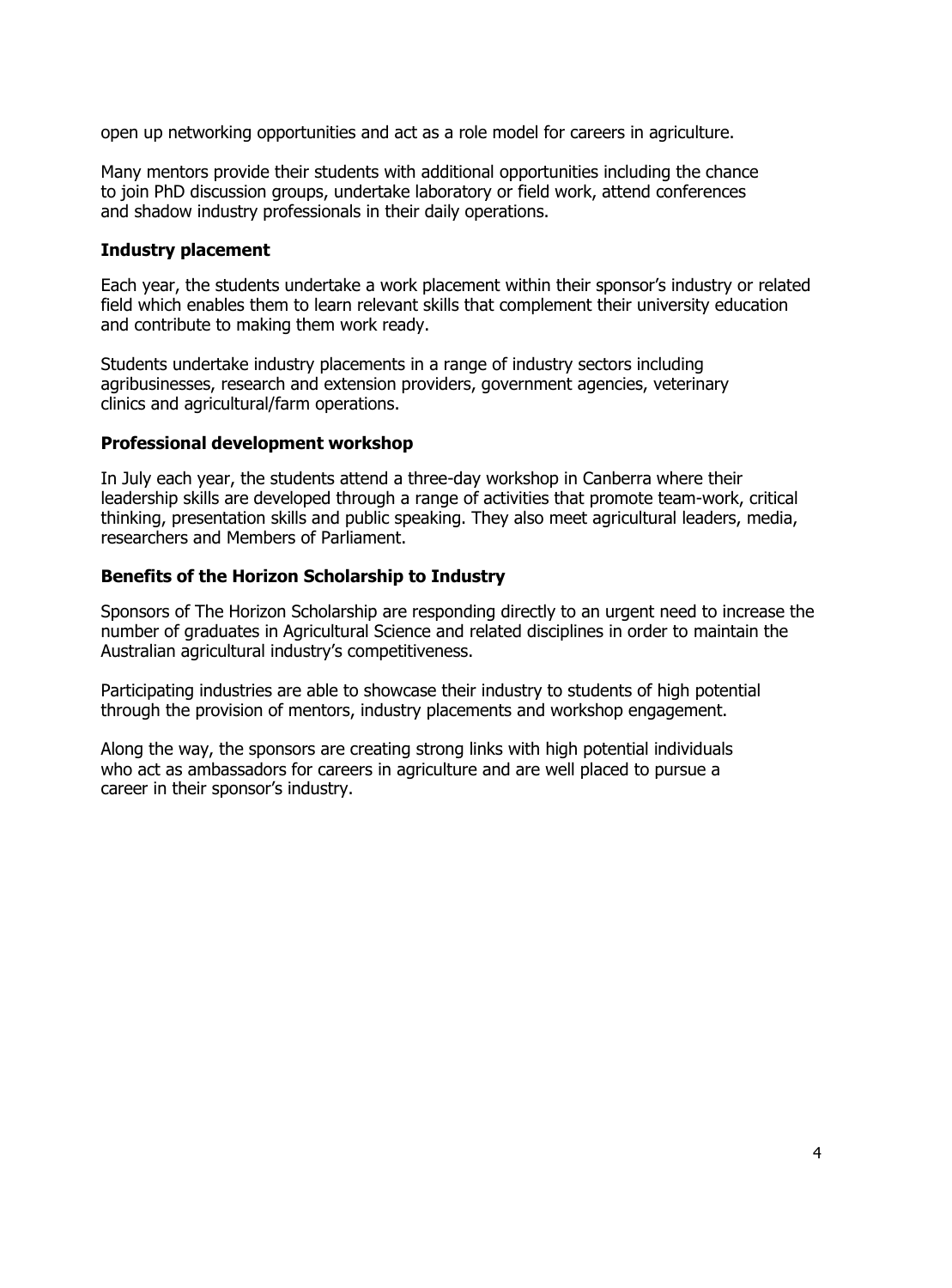open up networking opportunities and act as a role model for careers in agriculture.

Many mentors provide their students with additional opportunities including the chance to join PhD discussion groups, undertake laboratory or field work, attend conferences and shadow industry professionals in their daily operations.

### Industry placement

Each year, the students undertake a work placement within their sponsor's industry or related field which enables them to learn relevant skills that complement their university education and contribute to making them work ready.

Students undertake industry placements in a range of industry sectors including agribusinesses, research and extension providers, government agencies, veterinary clinics and agricultural/farm operations.

### Professional development workshop

In July each year, the students attend a three-day workshop in Canberra where their leadership skills are developed through a range of activities that promote team-work, critical thinking, presentation skills and public speaking. They also meet agricultural leaders, media, researchers and Members of Parliament.

### Benefits of the Horizon Scholarship to Industry

Sponsors of The Horizon Scholarship are responding directly to an urgent need to increase the number of graduates in Agricultural Science and related disciplines in order to maintain the Australian agricultural industry's competitiveness.

Participating industries are able to showcase their industry to students of high potential through the provision of mentors, industry placements and workshop engagement.

Along the way, the sponsors are creating strong links with high potential individuals who act as ambassadors for careers in agriculture and are well placed to pursue a career in their sponsor's industry.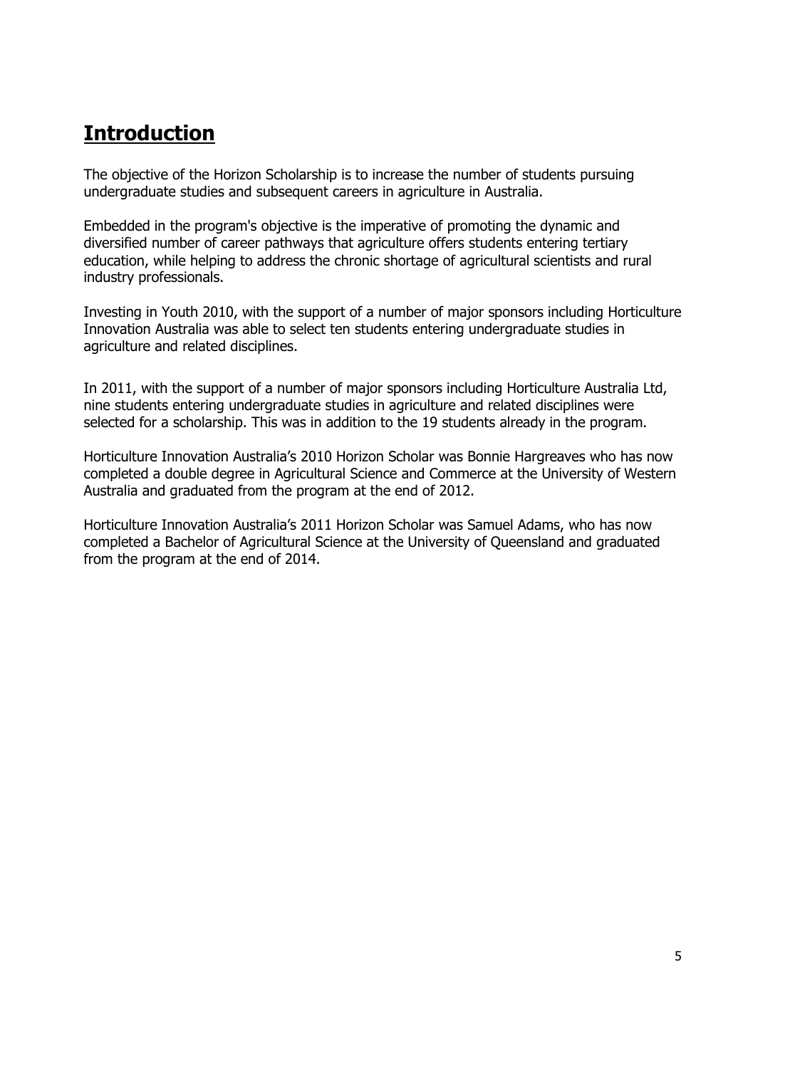# Introduction

The objective of the Horizon Scholarship is to increase the number of students pursuing undergraduate studies and subsequent careers in agriculture in Australia.

Embedded in the program's objective is the imperative of promoting the dynamic and diversified number of career pathways that agriculture offers students entering tertiary education, while helping to address the chronic shortage of agricultural scientists and rural industry professionals.

Investing in Youth 2010, with the support of a number of major sponsors including Horticulture Innovation Australia was able to select ten students entering undergraduate studies in agriculture and related disciplines.

In 2011, with the support of a number of major sponsors including Horticulture Australia Ltd, nine students entering undergraduate studies in agriculture and related disciplines were selected for a scholarship. This was in addition to the 19 students already in the program.

Horticulture Innovation Australia's 2010 Horizon Scholar was Bonnie Hargreaves who has now completed a double degree in Agricultural Science and Commerce at the University of Western Australia and graduated from the program at the end of 2012.

Horticulture Innovation Australia's 2011 Horizon Scholar was Samuel Adams, who has now completed a Bachelor of Agricultural Science at the University of Queensland and graduated from the program at the end of 2014.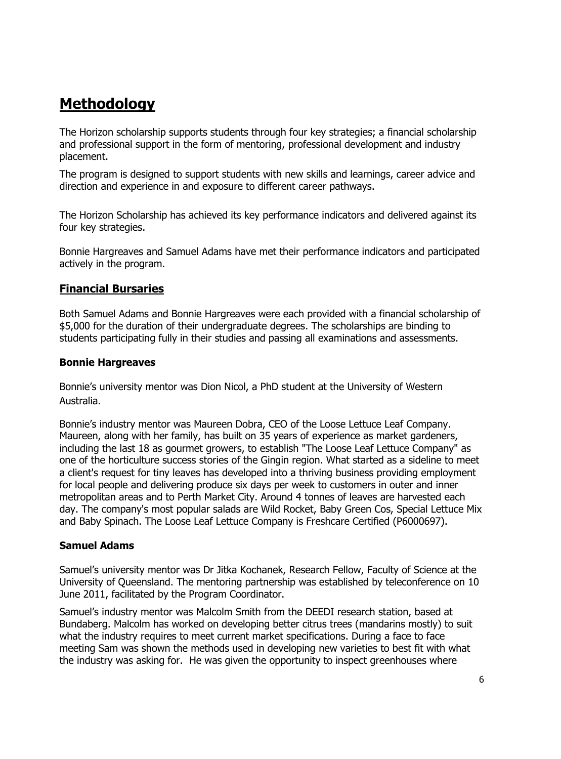# Methodology

The Horizon scholarship supports students through four key strategies; a financial scholarship and professional support in the form of mentoring, professional development and industry placement.

The program is designed to support students with new skills and learnings, career advice and direction and experience in and exposure to different career pathways.

The Horizon Scholarship has achieved its key performance indicators and delivered against its four key strategies.

Bonnie Hargreaves and Samuel Adams have met their performance indicators and participated actively in the program.

## Financial Bursaries

Both Samuel Adams and Bonnie Hargreaves were each provided with a financial scholarship of $5,000 for the duration of their undergraduate degrees. The scholarships are binding to students participating fully in their studies and passing all examinations and assessments.

### Bonnie Hargreaves

Bonnie's university mentor was Dion Nicol, a PhD student at the University of Western Australia.

Bonnie's industry mentor was Maureen Dobra, CEO of the Loose Lettuce Leaf Company. Maureen, along with her family, has built on 35 years of experience as market gardeners, including the last 18 as gourmet growers, to establish "The Loose Leaf Lettuce Company" as one of the horticulture success stories of the Gingin region. What started as a sideline to meet a client's request for tiny leaves has developed into a thriving business providing employment for local people and delivering produce six days per week to customers in outer and inner metropolitan areas and to Perth Market City. Around 4 tonnes of leaves are harvested each day. The company's most popular salads are Wild Rocket, Baby Green Cos, Special Lettuce Mix and Baby Spinach. The Loose Leaf Lettuce Company is Freshcare Certified (P6000697).

### Samuel Adams

Samuel's university mentor was Dr Jitka Kochanek, Research Fellow, Faculty of Science at the University of Queensland. The mentoring partnership was established by teleconference on 10 June 2011, facilitated by the Program Coordinator.

Samuel's industry mentor was Malcolm Smith from the DEEDI research station, based at Bundaberg. Malcolm has worked on developing better citrus trees (mandarins mostly) to suit what the industry requires to meet current market specifications. During a face to face meeting Sam was shown the methods used in developing new varieties to best fit with what the industry was asking for. He was given the opportunity to inspect greenhouses where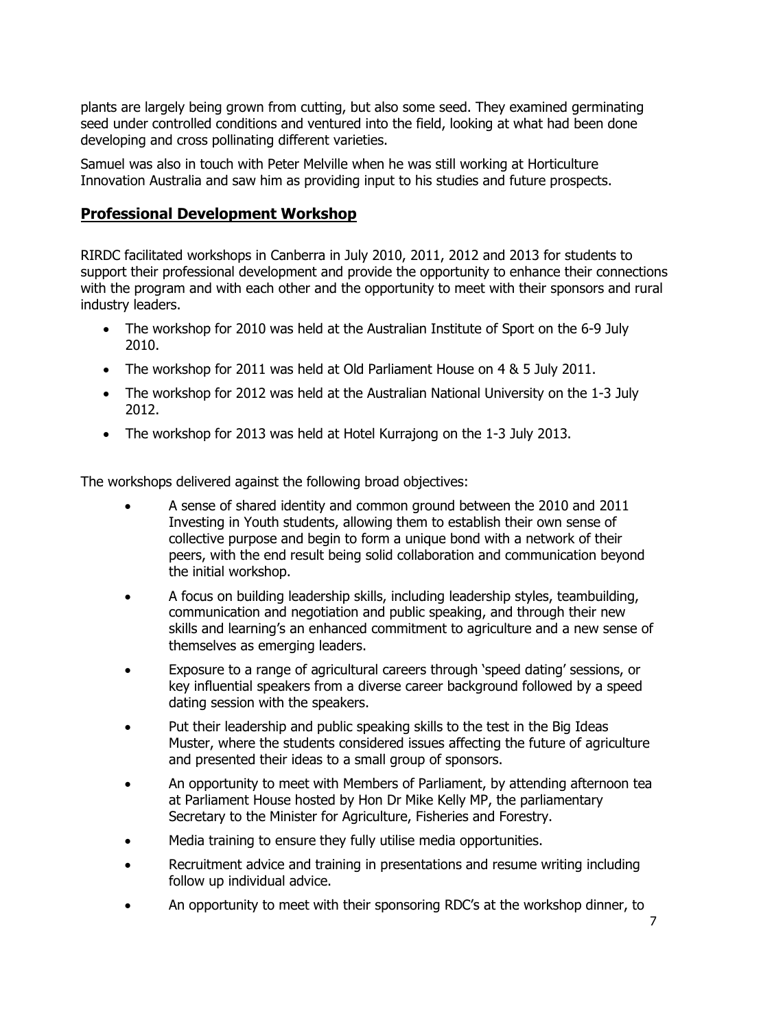plants are largely being grown from cutting, but also some seed. They examined germinating seed under controlled conditions and ventured into the field, looking at what had been done developing and cross pollinating different varieties.

Samuel was also in touch with Peter Melville when he was still working at Horticulture Innovation Australia and saw him as providing input to his studies and future prospects.

## Professional Development Workshop

RIRDC facilitated workshops in Canberra in July 2010, 2011, 2012 and 2013 for students to support their professional development and provide the opportunity to enhance their connections with the program and with each other and the opportunity to meet with their sponsors and rural industry leaders.

- The workshop for 2010 was held at the Australian Institute of Sport on the 6-9 July 2010.
- The workshop for 2011 was held at Old Parliament House on 4 & 5 July 2011.
- The workshop for 2012 was held at the Australian National University on the 1-3 July 2012.
- The workshop for 2013 was held at Hotel Kurrajong on the 1-3 July 2013.

The workshops delivered against the following broad objectives:

- A sense of shared identity and common ground between the 2010 and 2011 Investing in Youth students, allowing them to establish their own sense of collective purpose and begin to form a unique bond with a network of their peers, with the end result being solid collaboration and communication beyond the initial workshop.
- A focus on building leadership skills, including leadership styles, teambuilding, communication and negotiation and public speaking, and through their new skills and learning's an enhanced commitment to agriculture and a new sense of themselves as emerging leaders.
- Exposure to a range of agricultural careers through 'speed dating' sessions, or key influential speakers from a diverse career background followed by a speed dating session with the speakers.
- Put their leadership and public speaking skills to the test in the Big Ideas Muster, where the students considered issues affecting the future of agriculture and presented their ideas to a small group of sponsors.
- An opportunity to meet with Members of Parliament, by attending afternoon tea at Parliament House hosted by Hon Dr Mike Kelly MP, the parliamentary Secretary to the Minister for Agriculture, Fisheries and Forestry.
- Media training to ensure they fully utilise media opportunities.
- Recruitment advice and training in presentations and resume writing including follow up individual advice.
- An opportunity to meet with their sponsoring RDC's at the workshop dinner, to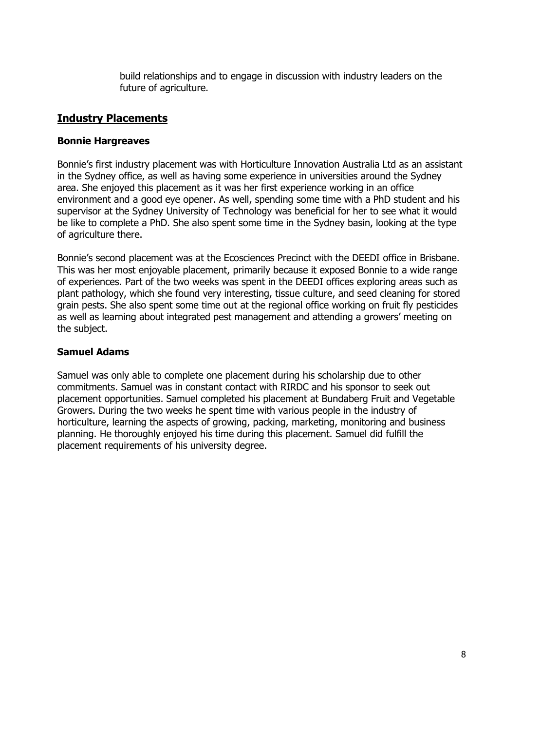build relationships and to engage in discussion with industry leaders on the future of agriculture.

## Industry Placements

### Bonnie Hargreaves

Bonnie's first industry placement was with Horticulture Innovation Australia Ltd as an assistant in the Sydney office, as well as having some experience in universities around the Sydney area. She enjoyed this placement as it was her first experience working in an office environment and a good eye opener. As well, spending some time with a PhD student and his supervisor at the Sydney University of Technology was beneficial for her to see what it would be like to complete a PhD. She also spent some time in the Sydney basin, looking at the type of agriculture there.

Bonnie's second placement was at the Ecosciences Precinct with the DEEDI office in Brisbane. This was her most enjoyable placement, primarily because it exposed Bonnie to a wide range of experiences. Part of the two weeks was spent in the DEEDI offices exploring areas such as plant pathology, which she found very interesting, tissue culture, and seed cleaning for stored grain pests. She also spent some time out at the regional office working on fruit fly pesticides as well as learning about integrated pest management and attending a growers' meeting on the subject.

### Samuel Adams

Samuel was only able to complete one placement during his scholarship due to other commitments. Samuel was in constant contact with RIRDC and his sponsor to seek out placement opportunities. Samuel completed his placement at Bundaberg Fruit and Vegetable Growers. During the two weeks he spent time with various people in the industry of horticulture, learning the aspects of growing, packing, marketing, monitoring and business planning. He thoroughly enjoyed his time during this placement. Samuel did fulfill the placement requirements of his university degree.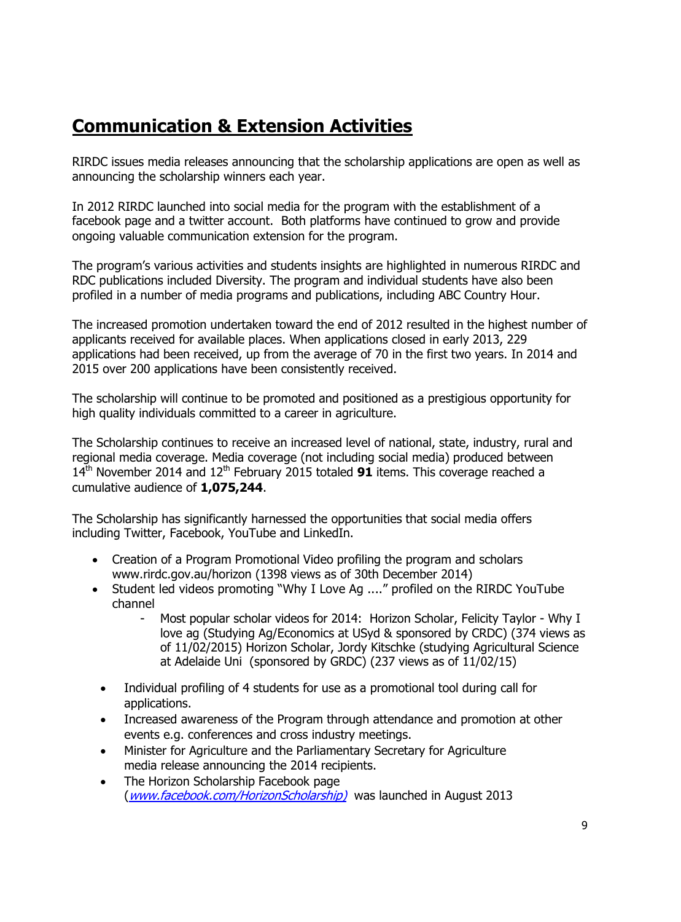# Communication & Extension Activities

RIRDC issues media releases announcing that the scholarship applications are open as well as announcing the scholarship winners each year.

In 2012 RIRDC launched into social media for the program with the establishment of a facebook page and a twitter account. Both platforms have continued to grow and provide ongoing valuable communication extension for the program.

The program's various activities and students insights are highlighted in numerous RIRDC and RDC publications included Diversity. The program and individual students have also been profiled in a number of media programs and publications, including ABC Country Hour.

The increased promotion undertaken toward the end of 2012 resulted in the highest number of applicants received for available places. When applications closed in early 2013, 229 applications had been received, up from the average of 70 in the first two years. In 2014 and 2015 over 200 applications have been consistently received.

The scholarship will continue to be promoted and positioned as a prestigious opportunity for high quality individuals committed to a career in agriculture.

The Scholarship continues to receive an increased level of national, state, industry, rural and regional media coverage. Media coverage (not including social media) produced between 14th November 2014 and 12th February 2015 totaled **91** items. This coverage reached a cumulative audience of **1,075,244**.

The Scholarship has significantly harnessed the opportunities that social media offers including Twitter, Facebook, YouTube and LinkedIn.

- Creation of a Program Promotional Video profiling the program and scholars www.rirdc.gov.au/horizon (1398 views as of 30th December 2014)
- Student led videos promoting "Why I Love Ag ...." profiled on the RIRDC YouTube channel
    - Most popular scholar videos for 2014: Horizon Scholar, Felicity Taylor - Why I love ag (Studying Ag/Economics at USyd & sponsored by CRDC) (374 views as of 11/02/2015) Horizon Scholar, Jordy Kitschke (studying Agricultural Science at Adelaide Uni (sponsored by GRDC) (237 views as of 11/02/15)
- Individual profiling of 4 students for use as a promotional tool during call for applications.
- Increased awareness of the Program through attendance and promotion at other events e.g. conferences and cross industry meetings.
- Minister for Agriculture and the Parliamentary Secretary for Agriculture media release announcing the 2014 recipients.
- The Horizon Scholarship Facebook page (*www.facebook.com/HorizonScholarship)* was launched in August 2013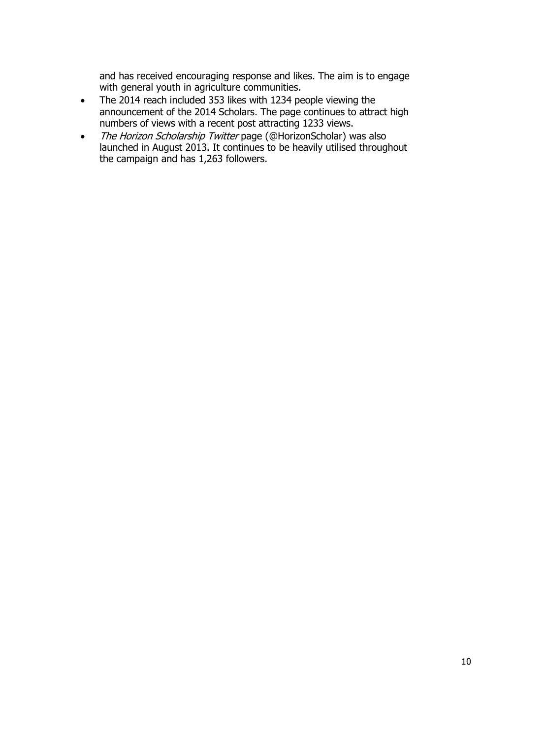and has received encouraging response and likes. The aim is to engage with general youth in agriculture communities.

- The 2014 reach included 353 likes with 1234 people viewing the announcement of the 2014 Scholars. The page continues to attract high numbers of views with a recent post attracting 1233 views.
- *The Horizon Scholarship Twitter* page (@HorizonScholar) was also launched in August 2013. It continues to be heavily utilised throughout the campaign and has 1,263 followers.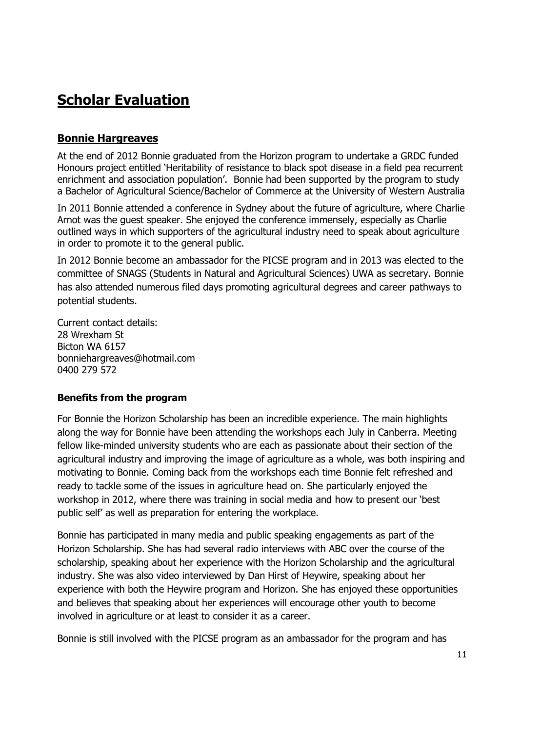# Scholar Evaluation

## Bonnie Hargreaves

At the end of 2012 Bonnie graduated from the Horizon program to undertake a GRDC funded Honours project entitled 'Heritability of resistance to black spot disease in a field pea recurrent enrichment and association population'. Bonnie had been supported by the program to study a Bachelor of Agricultural Science/Bachelor of Commerce at the University of Western Australia

In 2011 Bonnie attended a conference in Sydney about the future of agriculture, where Charlie Arnot was the guest speaker. She enjoyed the conference immensely, especially as Charlie outlined ways in which supporters of the agricultural industry need to speak about agriculture in order to promote it to the general public.

In 2012 Bonnie become an ambassador for the PICSE program and in 2013 was elected to the committee of SNAGS (Students in Natural and Agricultural Sciences) UWA as secretary. Bonnie has also attended numerous filed days promoting agricultural degrees and career pathways to potential students.

Current contact details:
28 Wrexham St
Bicton WA 6157
bonniehargreaves@hotmail.com
0400 279 572

### Benefits from the program

For Bonnie the Horizon Scholarship has been an incredible experience. The main highlights along the way for Bonnie have been attending the workshops each July in Canberra. Meeting fellow like-minded university students who are each as passionate about their section of the agricultural industry and improving the image of agriculture as a whole, was both inspiring and motivating to Bonnie. Coming back from the workshops each time Bonnie felt refreshed and ready to tackle some of the issues in agriculture head on. She particularly enjoyed the workshop in 2012, where there was training in social media and how to present our 'best public self' as well as preparation for entering the workplace.

Bonnie has participated in many media and public speaking engagements as part of the Horizon Scholarship. She has had several radio interviews with ABC over the course of the scholarship, speaking about her experience with the Horizon Scholarship and the agricultural industry. She was also video interviewed by Dan Hirst of Heywire, speaking about her experience with both the Heywire program and Horizon. She has enjoyed these opportunities and believes that speaking about her experiences will encourage other youth to become involved in agriculture or at least to consider it as a career.

Bonnie is still involved with the PICSE program as an ambassador for the program and has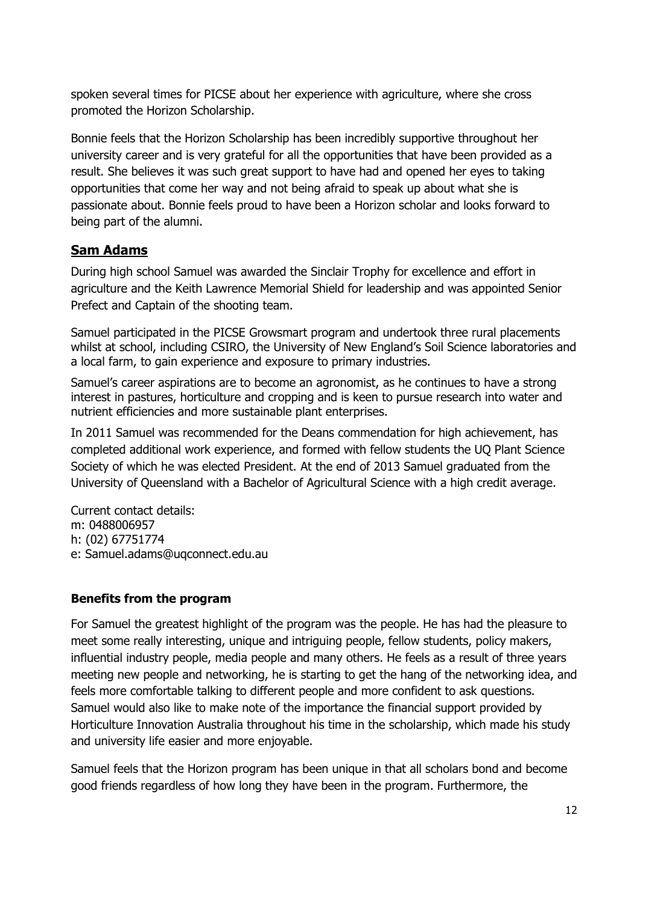spoken several times for PICSE about her experience with agriculture, where she cross promoted the Horizon Scholarship.

Bonnie feels that the Horizon Scholarship has been incredibly supportive throughout her university career and is very grateful for all the opportunities that have been provided as a result. She believes it was such great support to have had and opened her eyes to taking opportunities that come her way and not being afraid to speak up about what she is passionate about. Bonnie feels proud to have been a Horizon scholar and looks forward to being part of the alumni.

## Sam Adams

During high school Samuel was awarded the Sinclair Trophy for excellence and effort in agriculture and the Keith Lawrence Memorial Shield for leadership and was appointed Senior Prefect and Captain of the shooting team.

Samuel participated in the PICSE Growsmart program and undertook three rural placements whilst at school, including CSIRO, the University of New England's Soil Science laboratories and a local farm, to gain experience and exposure to primary industries.

Samuel's career aspirations are to become an agronomist, as he continues to have a strong interest in pastures, horticulture and cropping and is keen to pursue research into water and nutrient efficiencies and more sustainable plant enterprises.

In 2011 Samuel was recommended for the Deans commendation for high achievement, has completed additional work experience, and formed with fellow students the UQ Plant Science Society of which he was elected President. At the end of 2013 Samuel graduated from the University of Queensland with a Bachelor of Agricultural Science with a high credit average.

Current contact details:
m: 0488006957
h: (02) 67751774
e: Samuel.adams@uqconnect.edu.au

### Benefits from the program

For Samuel the greatest highlight of the program was the people. He has had the pleasure to meet some really interesting, unique and intriguing people, fellow students, policy makers, influential industry people, media people and many others. He feels as a result of three years meeting new people and networking, he is starting to get the hang of the networking idea, and feels more comfortable talking to different people and more confident to ask questions. Samuel would also like to make note of the importance the financial support provided by Horticulture Innovation Australia throughout his time in the scholarship, which made his study and university life easier and more enjoyable.

Samuel feels that the Horizon program has been unique in that all scholars bond and become good friends regardless of how long they have been in the program. Furthermore, the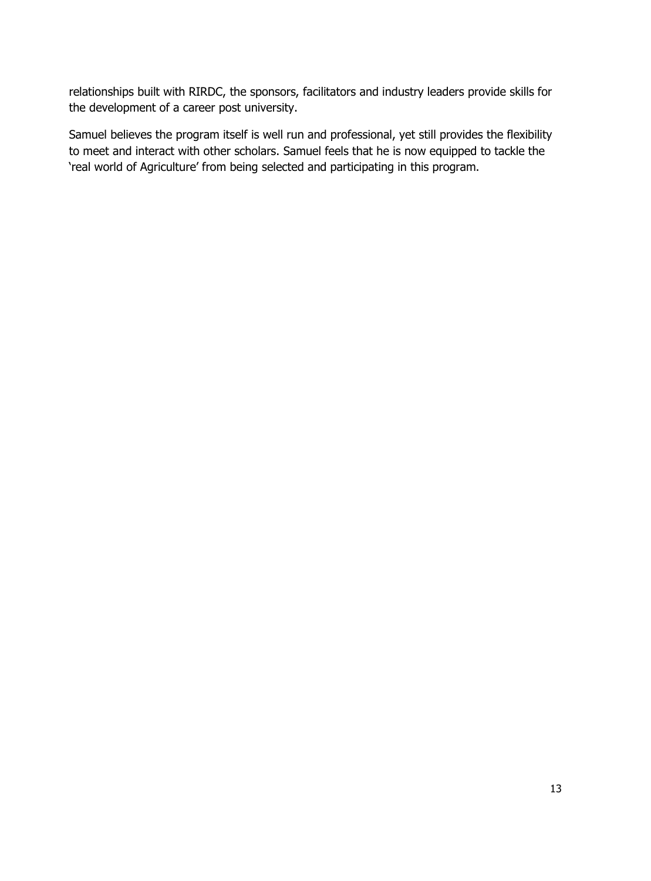relationships built with RIRDC, the sponsors, facilitators and industry leaders provide skills for the development of a career post university.

Samuel believes the program itself is well run and professional, yet still provides the flexibility to meet and interact with other scholars. Samuel feels that he is now equipped to tackle the 'real world of Agriculture' from being selected and participating in this program.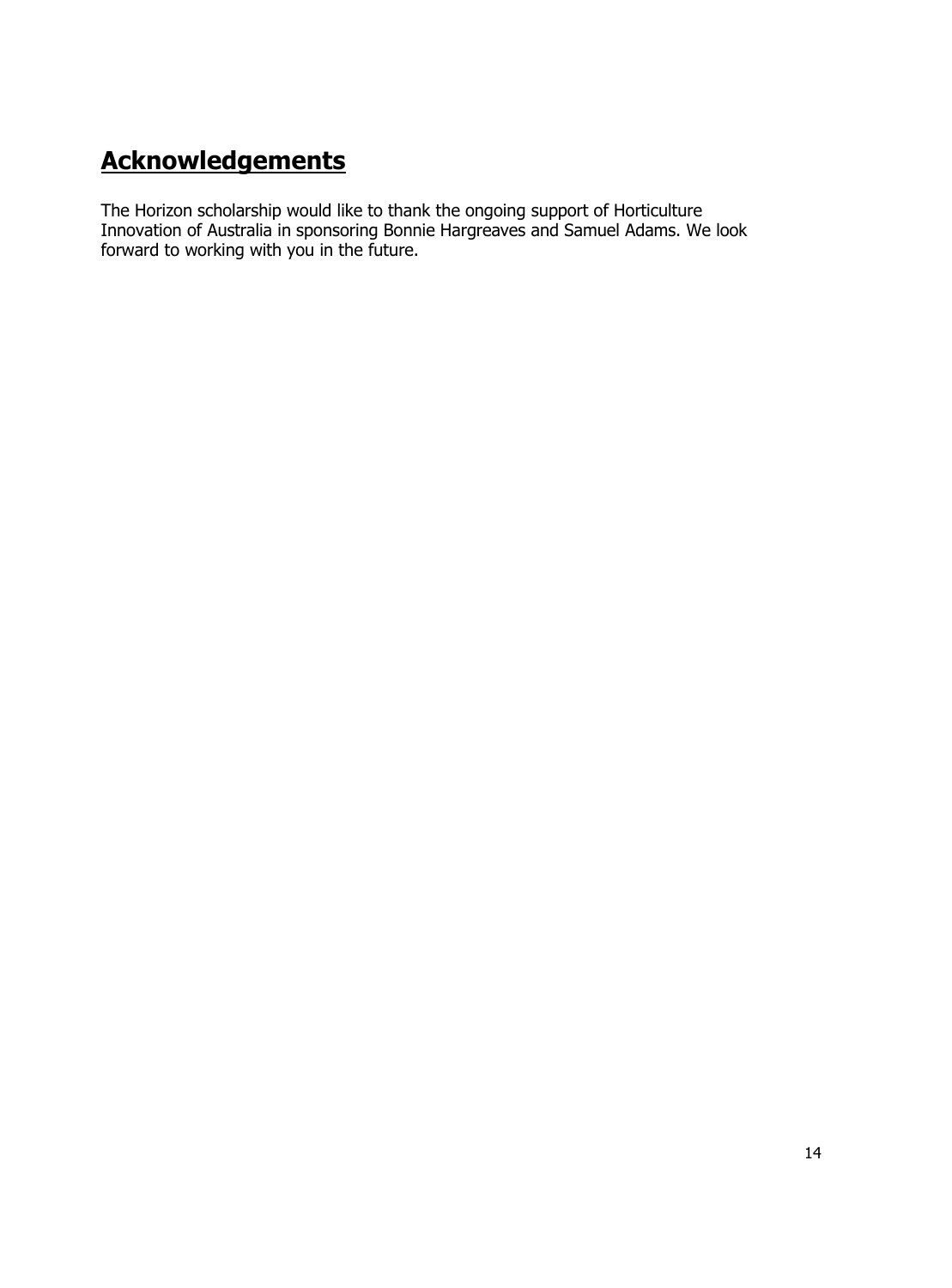## Acknowledgements

The Horizon scholarship would like to thank the ongoing support of Horticulture Innovation of Australia in sponsoring Bonnie Hargreaves and Samuel Adams. We look forward to working with you in the future.